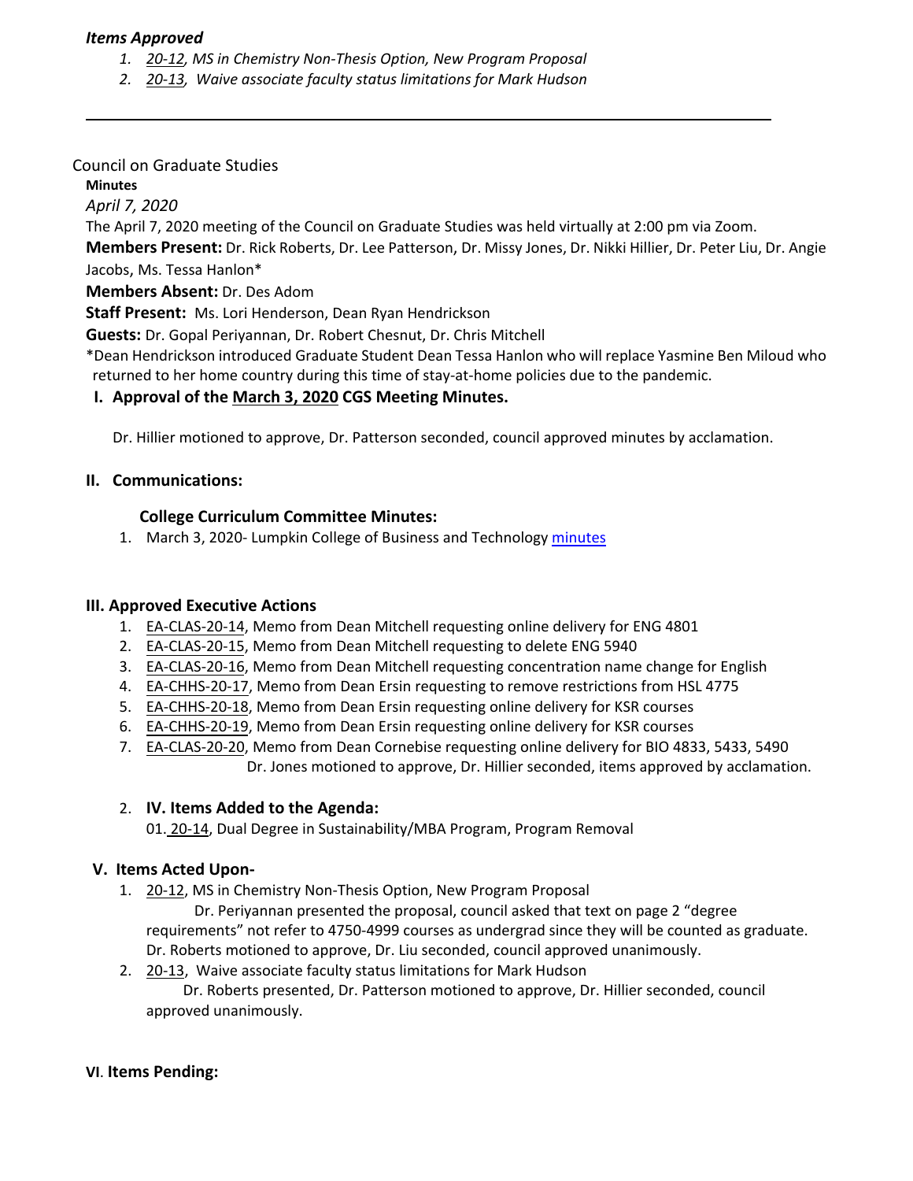***Items Approved***

1. *20-12, MS in Chemistry Non-Thesis Option, New Program Proposal*
2. *20-13, Waive associate faculty status limitations for Mark Hudson*

---

Council on Graduate Studies

**Minutes**

*April 7, 2020*

The April 7, 2020 meeting of the Council on Graduate Studies was held virtually at 2:00 pm via Zoom.

**Members Present:** Dr. Rick Roberts, Dr. Lee Patterson, Dr. Missy Jones, Dr. Nikki Hillier, Dr. Peter Liu, Dr. Angie Jacobs, Ms. Tessa Hanlon*

**Members Absent:** Dr. Des Adom

**Staff Present:** Ms. Lori Henderson, Dean Ryan Hendrickson

**Guests:** Dr. Gopal Periyannan, Dr. Robert Chesnut, Dr. Chris Mitchell

*Dean Hendrickson introduced Graduate Student Dean Tessa Hanlon who will replace Yasmine Ben Miloud who returned to her home country during this time of stay-at-home policies due to the pandemic.

## I. Approval of the March 3, 2020 CGS Meeting Minutes.

Dr. Hillier motioned to approve, Dr. Patterson seconded, council approved minutes by acclamation.

## II. Communications:

**College Curriculum Committee Minutes:**

1. March 3, 2020- Lumpkin College of Business and Technology minutes

## III. Approved Executive Actions

1. EA-CLAS-20-14, Memo from Dean Mitchell requesting online delivery for ENG 4801
2. EA-CLAS-20-15, Memo from Dean Mitchell requesting to delete ENG 5940
3. EA-CLAS-20-16, Memo from Dean Mitchell requesting concentration name change for English
4. EA-CHHS-20-17, Memo from Dean Ersin requesting to remove restrictions from HSL 4775
5. EA-CHHS-20-18, Memo from Dean Ersin requesting online delivery for KSR courses
6. EA-CHHS-20-19, Memo from Dean Ersin requesting online delivery for KSR courses
7. EA-CLAS-20-20, Memo from Dean Cornebise requesting online delivery for BIO 4833, 5433, 5490

Dr. Jones motioned to approve, Dr. Hillier seconded, items approved by acclamation.

## IV. Items Added to the Agenda:

01. 20-14, Dual Degree in Sustainability/MBA Program, Program Removal

## V. Items Acted Upon-

1. 20-12, MS in Chemistry Non-Thesis Option, New Program Proposal
   Dr. Periyannan presented the proposal, council asked that text on page 2 "degree requirements" not refer to 4750-4999 courses as undergrad since they will be counted as graduate. Dr. Roberts motioned to approve, Dr. Liu seconded, council approved unanimously.
2. 20-13, Waive associate faculty status limitations for Mark Hudson
   Dr. Roberts presented, Dr. Patterson motioned to approve, Dr. Hillier seconded, council approved unanimously.

## VI. Items Pending: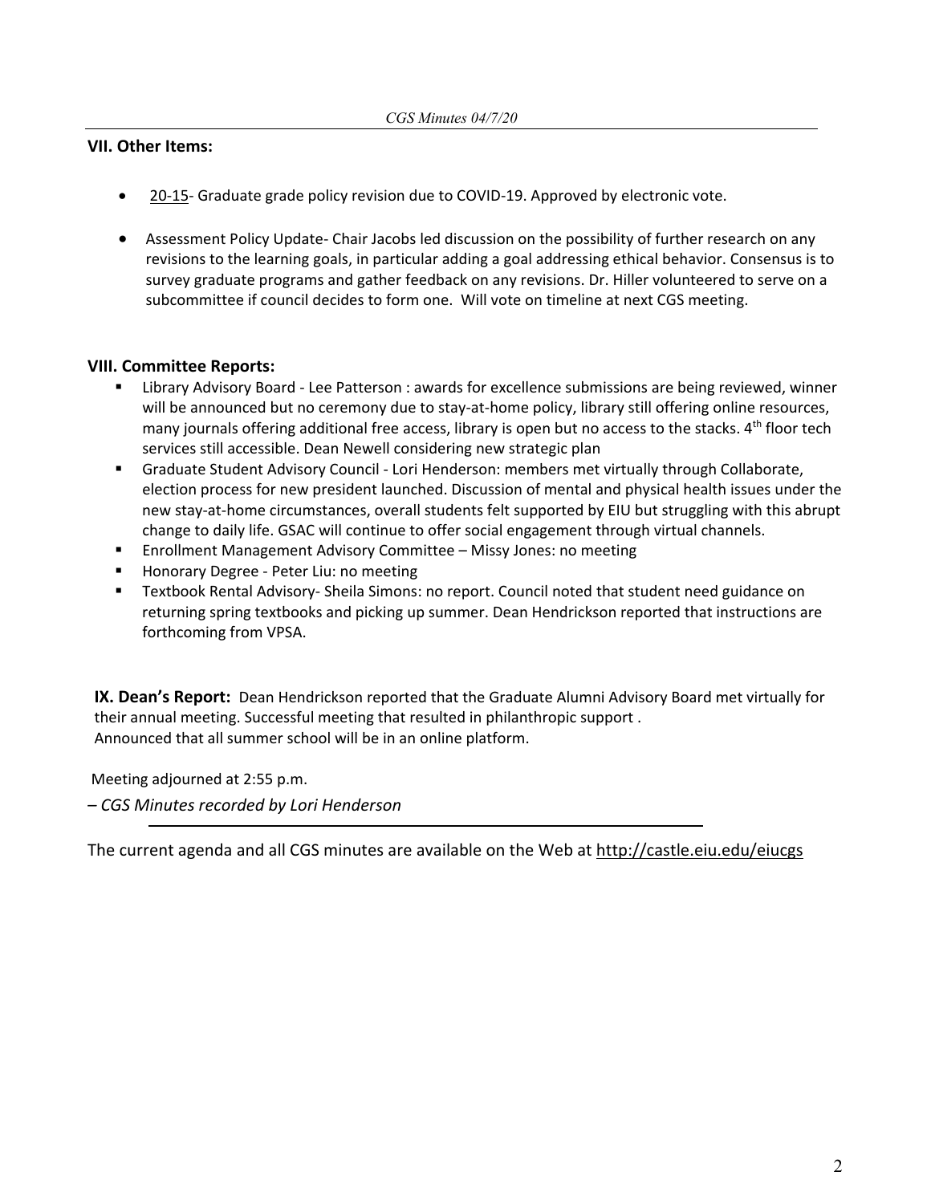### VII. Other Items:

- 20-15- Graduate grade policy revision due to COVID-19. Approved by electronic vote.
- Assessment Policy Update- Chair Jacobs led discussion on the possibility of further research on any revisions to the learning goals, in particular adding a goal addressing ethical behavior. Consensus is to survey graduate programs and gather feedback on any revisions. Dr. Hiller volunteered to serve on a subcommittee if council decides to form one. Will vote on timeline at next CGS meeting.

### VIII. Committee Reports:

- Library Advisory Board - Lee Patterson : awards for excellence submissions are being reviewed, winner will be announced but no ceremony due to stay-at-home policy, library still offering online resources, many journals offering additional free access, library is open but no access to the stacks. 4th floor tech services still accessible. Dean Newell considering new strategic plan
- Graduate Student Advisory Council - Lori Henderson: members met virtually through Collaborate, election process for new president launched. Discussion of mental and physical health issues under the new stay-at-home circumstances, overall students felt supported by EIU but struggling with this abrupt change to daily life. GSAC will continue to offer social engagement through virtual channels.
- Enrollment Management Advisory Committee – Missy Jones: no meeting
- Honorary Degree - Peter Liu: no meeting
- Textbook Rental Advisory- Sheila Simons: no report. Council noted that student need guidance on returning spring textbooks and picking up summer. Dean Hendrickson reported that instructions are forthcoming from VPSA.

**IX. Dean's Report:** Dean Hendrickson reported that the Graduate Alumni Advisory Board met virtually for their annual meeting. Successful meeting that resulted in philanthropic support .
Announced that all summer school will be in an online platform.

Meeting adjourned at 2:55 p.m.

*– CGS Minutes recorded by Lori Henderson*

---

The current agenda and all CGS minutes are available on the Web at http://castle.eiu.edu/eiucgs